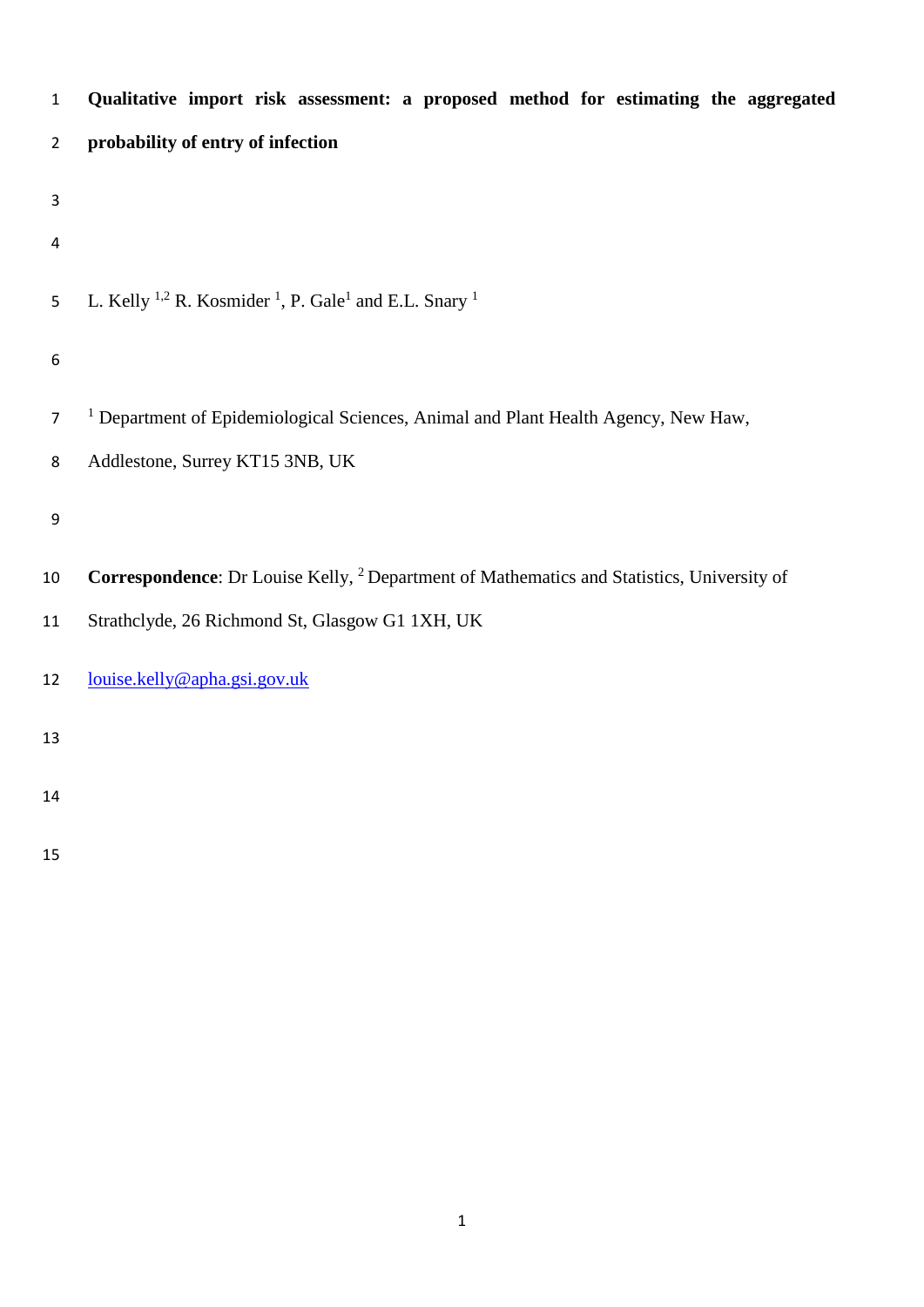# Qualitative import risk assessment: a proposed method for estimating the aggregated probability of entry of infection

L. Kelly [1,2] R. Kosmider [1], P. Gale[1] and E.L. Snary [1]

[1] Department of Epidemiological Sciences, Animal and Plant Health Agency, New Haw, Addlestone, Surrey KT15 3NB, UK

**Correspondence**: Dr Louise Kelly, [2] Department of Mathematics and Statistics, University of Strathclyde, 26 Richmond St, Glasgow G1 1XH, UK

louise.kelly@apha.gsi.gov.uk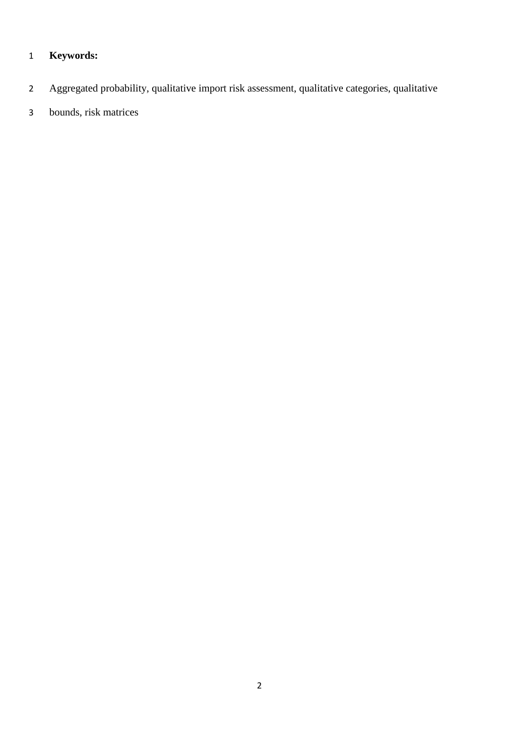**Keywords:**

Aggregated probability, qualitative import risk assessment, qualitative categories, qualitative bounds, risk matrices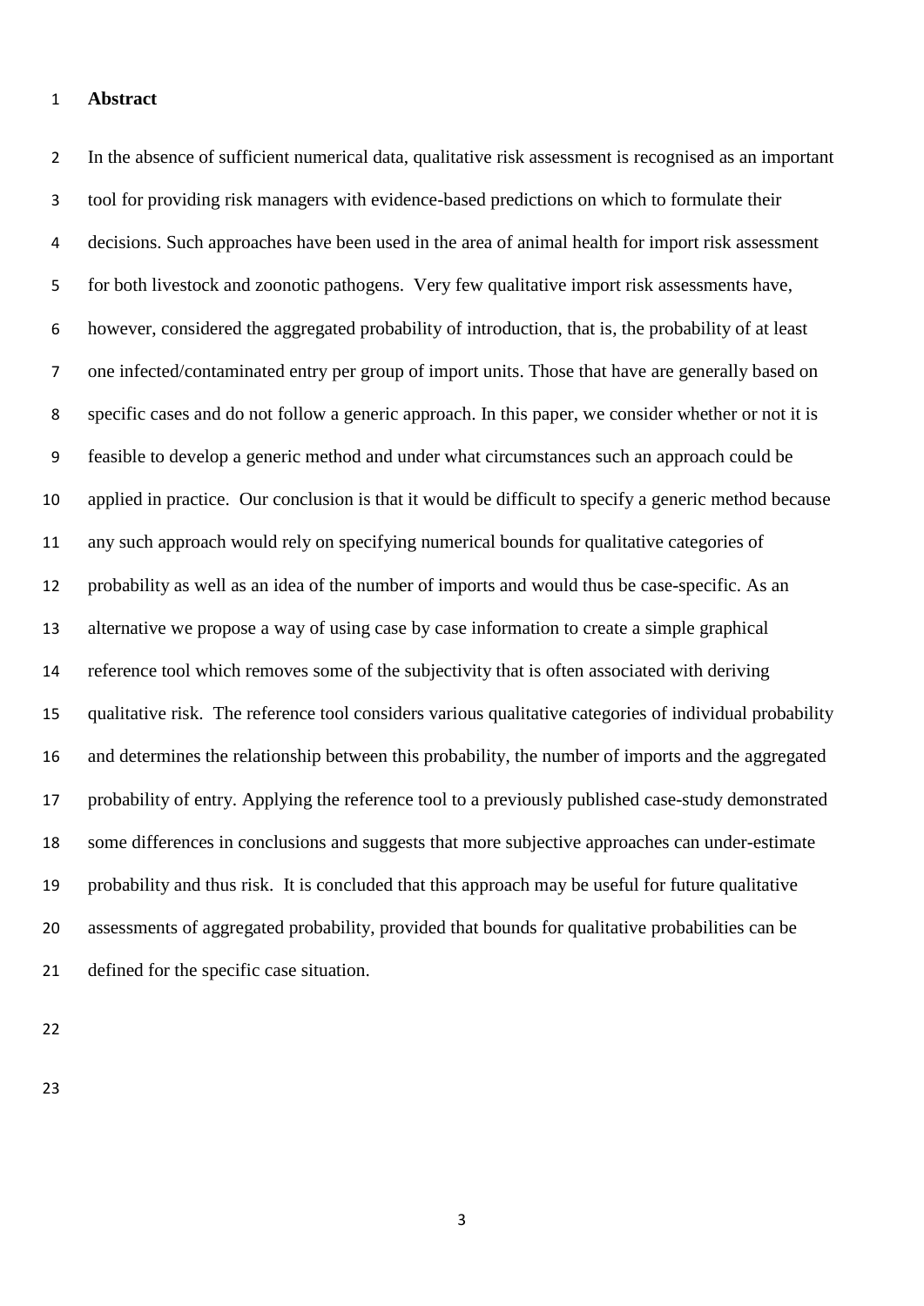## Abstract

In the absence of sufficient numerical data, qualitative risk assessment is recognised as an important tool for providing risk managers with evidence-based predictions on which to formulate their decisions. Such approaches have been used in the area of animal health for import risk assessment for both livestock and zoonotic pathogens. Very few qualitative import risk assessments have, however, considered the aggregated probability of introduction, that is, the probability of at least one infected/contaminated entry per group of import units. Those that have are generally based on specific cases and do not follow a generic approach. In this paper, we consider whether or not it is feasible to develop a generic method and under what circumstances such an approach could be applied in practice. Our conclusion is that it would be difficult to specify a generic method because any such approach would rely on specifying numerical bounds for qualitative categories of probability as well as an idea of the number of imports and would thus be case-specific. As an alternative we propose a way of using case by case information to create a simple graphical reference tool which removes some of the subjectivity that is often associated with deriving qualitative risk. The reference tool considers various qualitative categories of individual probability and determines the relationship between this probability, the number of imports and the aggregated probability of entry. Applying the reference tool to a previously published case-study demonstrated some differences in conclusions and suggests that more subjective approaches can under-estimate probability and thus risk. It is concluded that this approach may be useful for future qualitative assessments of aggregated probability, provided that bounds for qualitative probabilities can be defined for the specific case situation.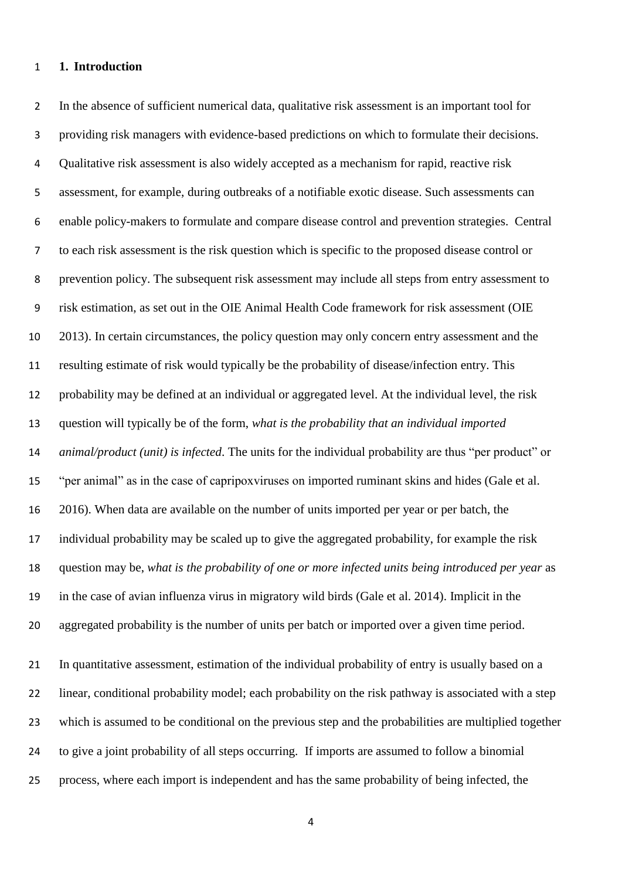## 1. Introduction

In the absence of sufficient numerical data, qualitative risk assessment is an important tool for providing risk managers with evidence-based predictions on which to formulate their decisions. Qualitative risk assessment is also widely accepted as a mechanism for rapid, reactive risk assessment, for example, during outbreaks of a notifiable exotic disease. Such assessments can enable policy-makers to formulate and compare disease control and prevention strategies. Central to each risk assessment is the risk question which is specific to the proposed disease control or prevention policy. The subsequent risk assessment may include all steps from entry assessment to risk estimation, as set out in the OIE Animal Health Code framework for risk assessment (OIE 2013). In certain circumstances, the policy question may only concern entry assessment and the resulting estimate of risk would typically be the probability of disease/infection entry. This probability may be defined at an individual or aggregated level. At the individual level, the risk question will typically be of the form, *what is the probability that an individual imported animal/product (unit) is infected*. The units for the individual probability are thus "per product" or "per animal" as in the case of capripoxviruses on imported ruminant skins and hides (Gale et al. 2016). When data are available on the number of units imported per year or per batch, the individual probability may be scaled up to give the aggregated probability, for example the risk question may be, *what is the probability of one or more infected units being introduced per year* as in the case of avian influenza virus in migratory wild birds (Gale et al. 2014). Implicit in the aggregated probability is the number of units per batch or imported over a given time period.

In quantitative assessment, estimation of the individual probability of entry is usually based on a linear, conditional probability model; each probability on the risk pathway is associated with a step which is assumed to be conditional on the previous step and the probabilities are multiplied together to give a joint probability of all steps occurring. If imports are assumed to follow a binomial process, where each import is independent and has the same probability of being infected, the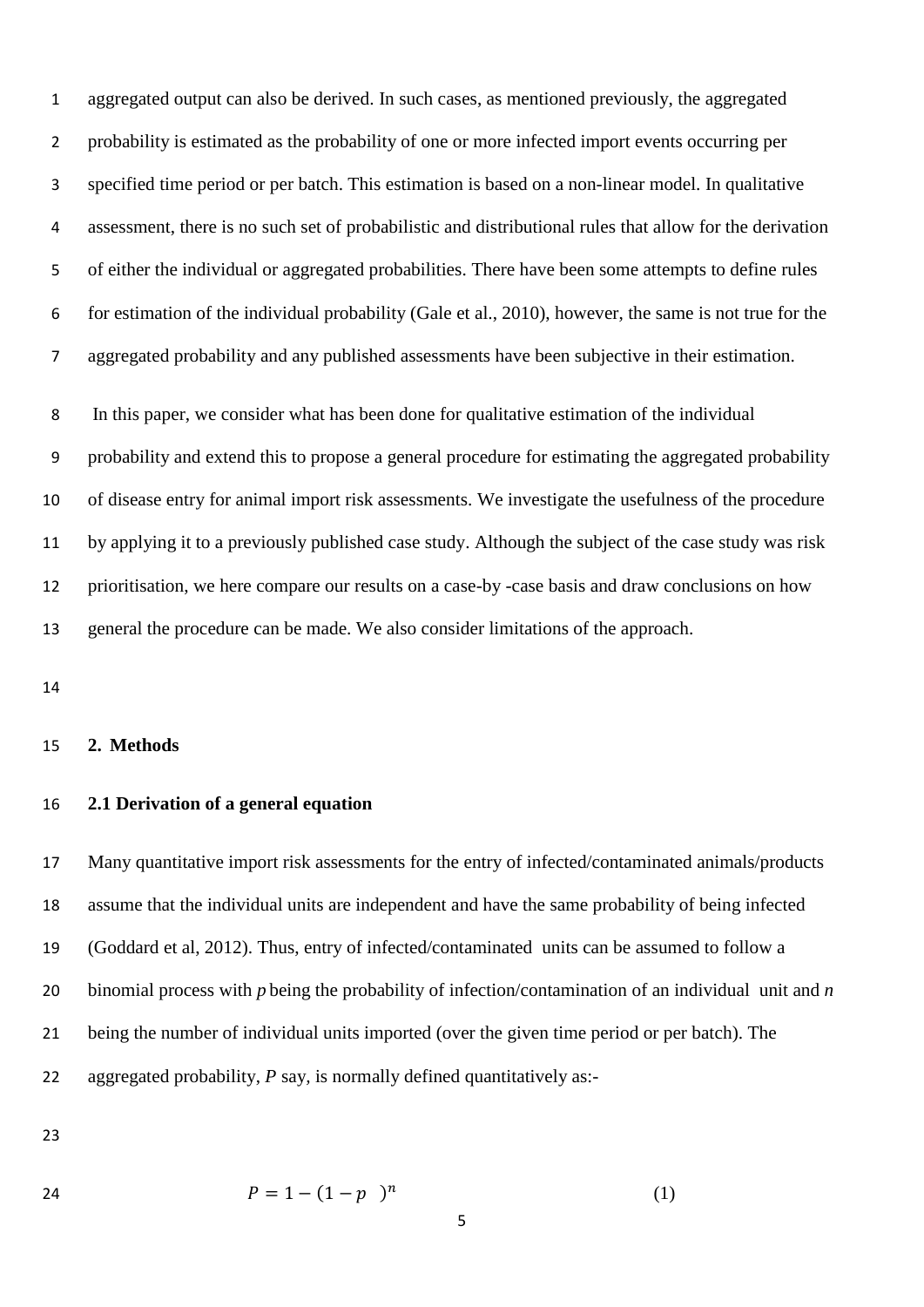aggregated output can also be derived. In such cases, as mentioned previously, the aggregated probability is estimated as the probability of one or more infected import events occurring per specified time period or per batch. This estimation is based on a non-linear model. In qualitative assessment, there is no such set of probabilistic and distributional rules that allow for the derivation of either the individual or aggregated probabilities. There have been some attempts to define rules for estimation of the individual probability (Gale et al., 2010), however, the same is not true for the aggregated probability and any published assessments have been subjective in their estimation.

In this paper, we consider what has been done for qualitative estimation of the individual probability and extend this to propose a general procedure for estimating the aggregated probability of disease entry for animal import risk assessments. We investigate the usefulness of the procedure by applying it to a previously published case study. Although the subject of the case study was risk prioritisation, we here compare our results on a case-by -case basis and draw conclusions on how general the procedure can be made. We also consider limitations of the approach.

## 2. Methods

### 2.1 Derivation of a general equation

Many quantitative import risk assessments for the entry of infected/contaminated animals/products assume that the individual units are independent and have the same probability of being infected (Goddard et al, 2012). Thus, entry of infected/contaminated units can be assumed to follow a binomial process with $p$ being the probability of infection/contamination of an individual unit and $n$ being the number of individual units imported (over the given time period or per batch). The aggregated probability, $P$ say, is normally defined quantitatively as:-

$$P = 1 - (1 - p)^n \tag{1}$$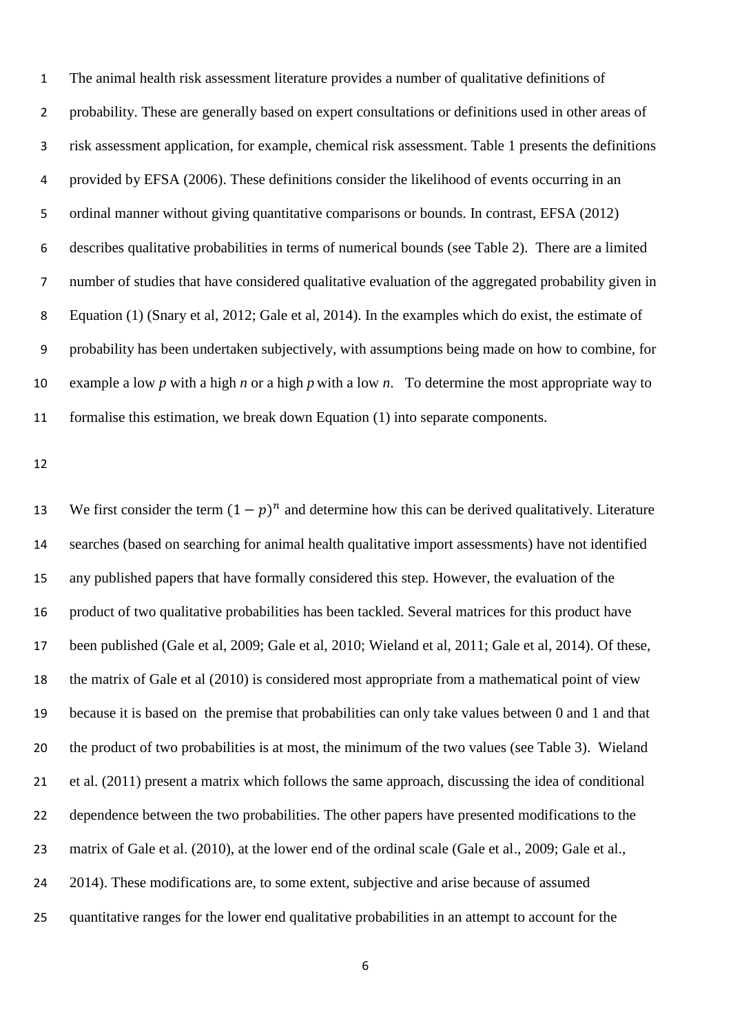The animal health risk assessment literature provides a number of qualitative definitions of probability. These are generally based on expert consultations or definitions used in other areas of risk assessment application, for example, chemical risk assessment. Table 1 presents the definitions provided by EFSA (2006). These definitions consider the likelihood of events occurring in an ordinal manner without giving quantitative comparisons or bounds. In contrast, EFSA (2012) describes qualitative probabilities in terms of numerical bounds (see Table 2). There are a limited number of studies that have considered qualitative evaluation of the aggregated probability given in Equation (1) (Snary et al, 2012; Gale et al, 2014). In the examples which do exist, the estimate of probability has been undertaken subjectively, with assumptions being made on how to combine, for example a low $p$ with a high $n$ or a high $p$ with a low $n$. To determine the most appropriate way to formalise this estimation, we break down Equation (1) into separate components.

We first consider the term $(1-p)^n$ and determine how this can be derived qualitatively. Literature searches (based on searching for animal health qualitative import assessments) have not identified any published papers that have formally considered this step. However, the evaluation of the product of two qualitative probabilities has been tackled. Several matrices for this product have been published (Gale et al, 2009; Gale et al, 2010; Wieland et al, 2011; Gale et al, 2014). Of these, the matrix of Gale et al (2010) is considered most appropriate from a mathematical point of view because it is based on the premise that probabilities can only take values between 0 and 1 and that the product of two probabilities is at most, the minimum of the two values (see Table 3). Wieland et al. (2011) present a matrix which follows the same approach, discussing the idea of conditional dependence between the two probabilities. The other papers have presented modifications to the matrix of Gale et al. (2010), at the lower end of the ordinal scale (Gale et al., 2009; Gale et al., 2014). These modifications are, to some extent, subjective and arise because of assumed quantitative ranges for the lower end qualitative probabilities in an attempt to account for the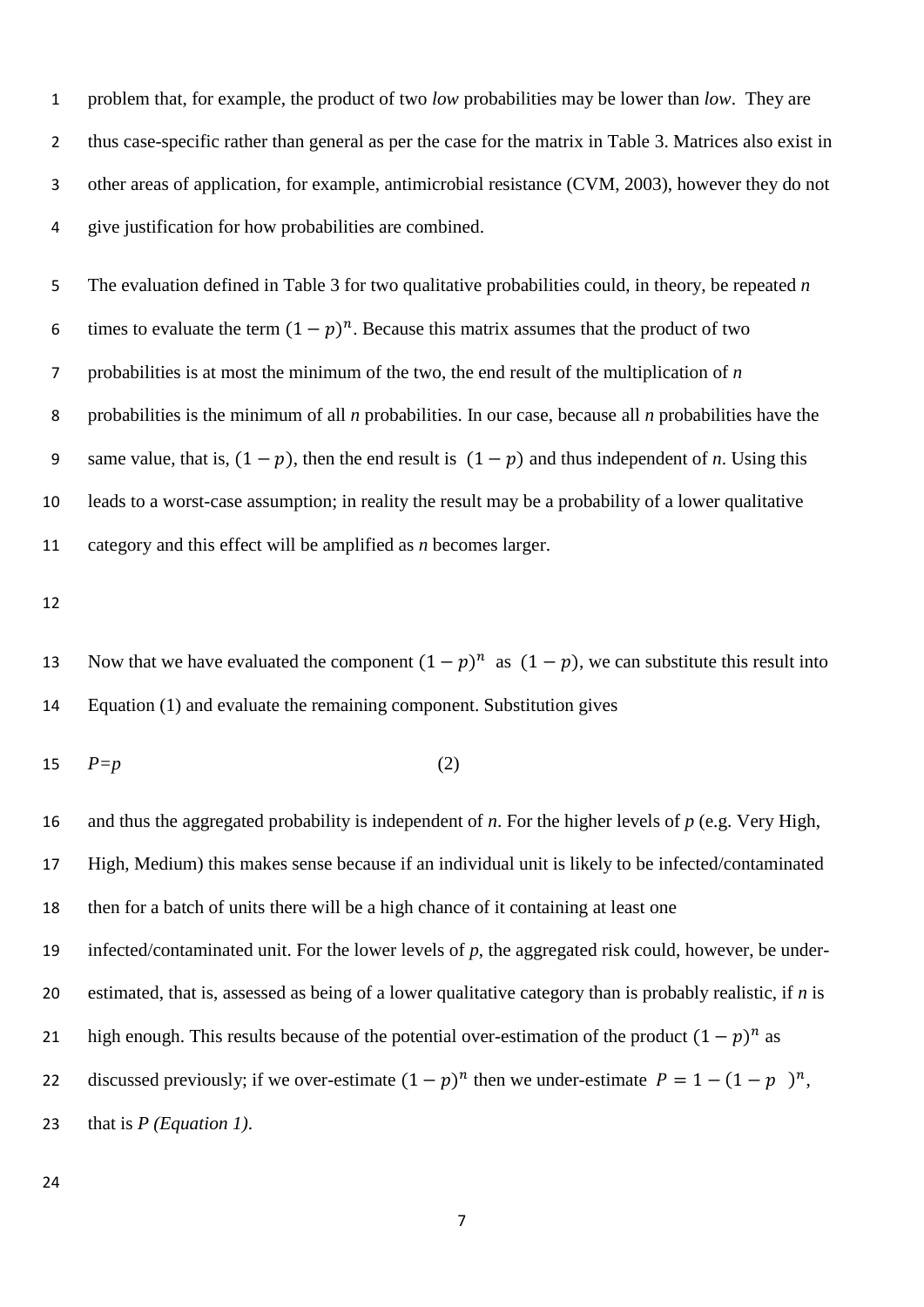problem that, for example, the product of two *low* probabilities may be lower than *low*. They are thus case-specific rather than general as per the case for the matrix in Table 3. Matrices also exist in other areas of application, for example, antimicrobial resistance (CVM, 2003), however they do not give justification for how probabilities are combined.

The evaluation defined in Table 3 for two qualitative probabilities could, in theory, be repeated *n* times to evaluate the term $(1-p)^n$. Because this matrix assumes that the product of two probabilities is at most the minimum of the two, the end result of the multiplication of *n* probabilities is the minimum of all *n* probabilities. In our case, because all *n* probabilities have the same value, that is, $(1-p)$, then the end result is $(1-p)$ and thus independent of *n*. Using this leads to a worst-case assumption; in reality the result may be a probability of a lower qualitative category and this effect will be amplified as *n* becomes larger.

Now that we have evaluated the component $(1-p)^n$ as $(1-p)$, we can substitute this result into Equation (1) and evaluate the remaining component. Substitution gives

$$P=p \tag{2}$$

and thus the aggregated probability is independent of *n*. For the higher levels of *p* (e.g. Very High, High, Medium) this makes sense because if an individual unit is likely to be infected/contaminated then for a batch of units there will be a high chance of it containing at least one infected/contaminated unit. For the lower levels of *p*, the aggregated risk could, however, be under-estimated, that is, assessed as being of a lower qualitative category than is probably realistic, if *n* is high enough. This results because of the potential over-estimation of the product $(1-p)^n$ as discussed previously; if we over-estimate $(1-p)^n$ then we under-estimate $P = 1-(1-p)^n$, that is *P (Equation 1)*.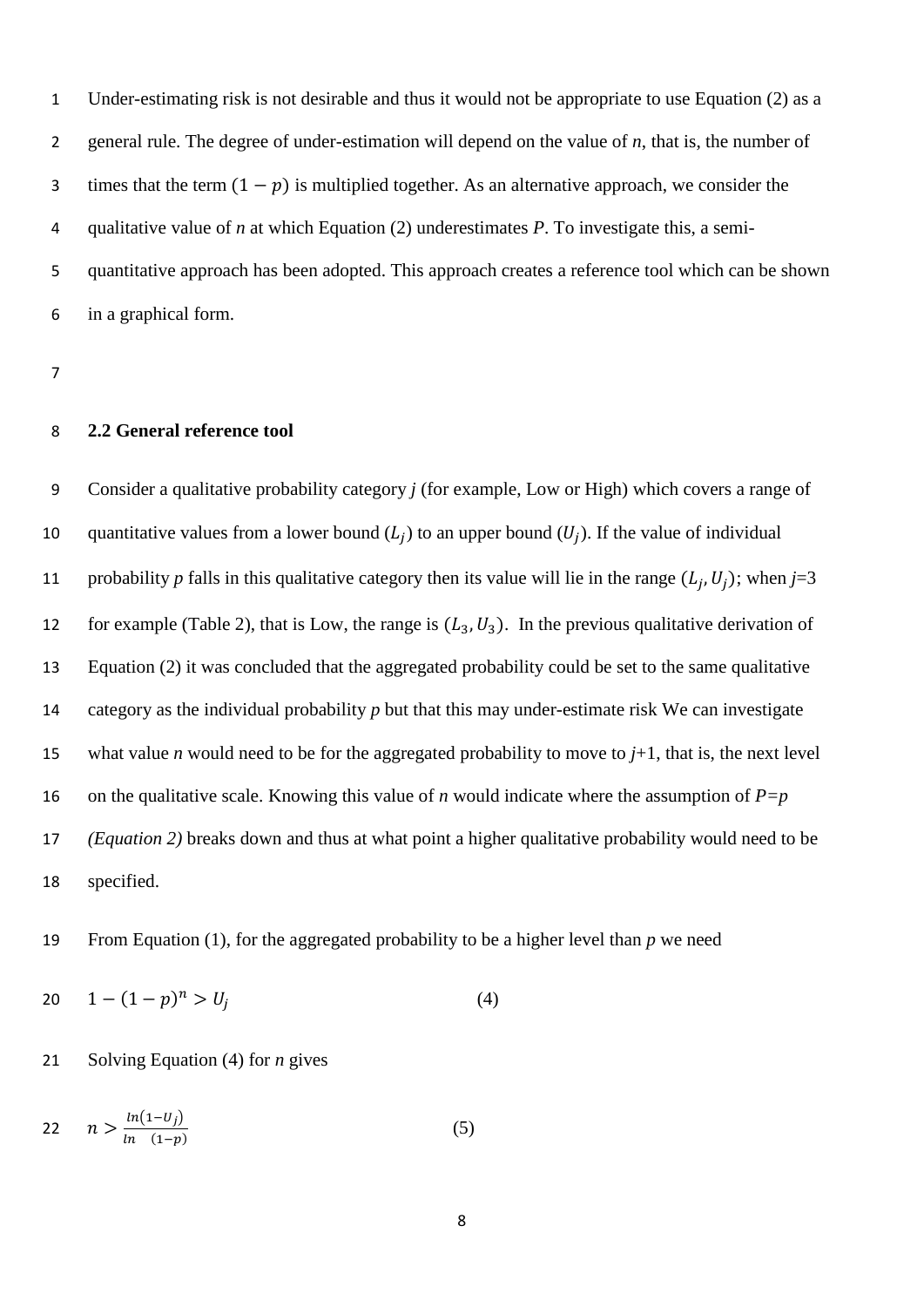Under-estimating risk is not desirable and thus it would not be appropriate to use Equation (2) as a general rule. The degree of under-estimation will depend on the value of *n*, that is, the number of times that the term $(1-p)$ is multiplied together. As an alternative approach, we consider the qualitative value of *n* at which Equation (2) underestimates *P*. To investigate this, a semi-quantitative approach has been adopted. This approach creates a reference tool which can be shown in a graphical form.

### 2.2 General reference tool

Consider a qualitative probability category *j* (for example, Low or High) which covers a range of quantitative values from a lower bound ($L_j$) to an upper bound ($U_j$). If the value of individual probability *p* falls in this qualitative category then its value will lie in the range $(L_j, U_j)$; when *j*=3 for example (Table 2), that is Low, the range is $(L_3, U_3)$. In the previous qualitative derivation of Equation (2) it was concluded that the aggregated probability could be set to the same qualitative category as the individual probability *p* but that this may under-estimate risk We can investigate what value *n* would need to be for the aggregated probability to move to *j*+1, that is, the next level on the qualitative scale. Knowing this value of *n* would indicate where the assumption of *P=p (Equation 2)* breaks down and thus at what point a higher qualitative probability would need to be specified.

From Equation (1), for the aggregated probability to be a higher level than *p* we need

$$1-(1-p)^n > U_j \qquad (4)$$

Solving Equation (4) for *n* gives

$$n > \frac{ln(1-U_j)}{ln \quad (1-p)} \qquad (5)$$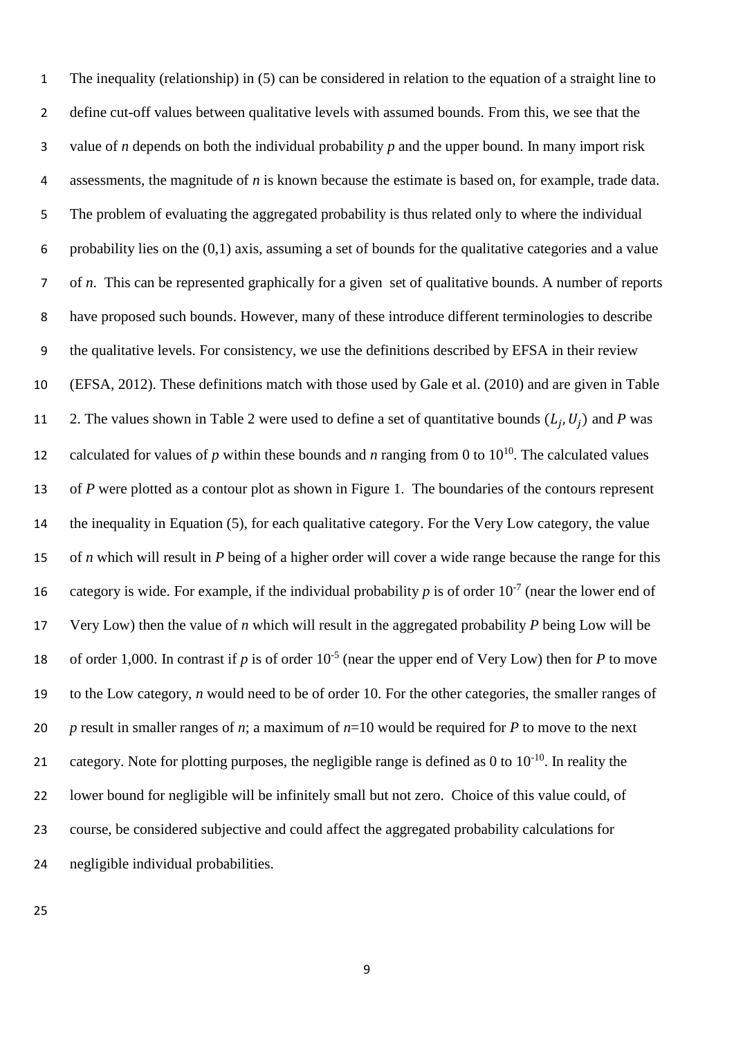The inequality (relationship) in (5) can be considered in relation to the equation of a straight line to define cut-off values between qualitative levels with assumed bounds. From this, we see that the value of $n$ depends on both the individual probability $p$ and the upper bound. In many import risk assessments, the magnitude of $n$ is known because the estimate is based on, for example, trade data. The problem of evaluating the aggregated probability is thus related only to where the individual probability lies on the (0,1) axis, assuming a set of bounds for the qualitative categories and a value of $n$. This can be represented graphically for a given set of qualitative bounds. A number of reports have proposed such bounds. However, many of these introduce different terminologies to describe the qualitative levels. For consistency, we use the definitions described by EFSA in their review (EFSA, 2012). These definitions match with those used by Gale et al. (2010) and are given in Table 2. The values shown in Table 2 were used to define a set of quantitative bounds $(L_j, U_j)$ and $P$ was calculated for values of $p$ within these bounds and $n$ ranging from 0 to $10^{10}$. The calculated values of $P$ were plotted as a contour plot as shown in Figure 1. The boundaries of the contours represent the inequality in Equation (5), for each qualitative category. For the Very Low category, the value of $n$ which will result in $P$ being of a higher order will cover a wide range because the range for this category is wide. For example, if the individual probability $p$ is of order $10^{-7}$ (near the lower end of Very Low) then the value of $n$ which will result in the aggregated probability $P$ being Low will be of order 1,000. In contrast if $p$ is of order $10^{-5}$ (near the upper end of Very Low) then for $P$ to move to the Low category, $n$ would need to be of order 10. For the other categories, the smaller ranges of $p$ result in smaller ranges of $n$; a maximum of $n$=10 would be required for $P$ to move to the next category. Note for plotting purposes, the negligible range is defined as 0 to $10^{-10}$. In reality the lower bound for negligible will be infinitely small but not zero. Choice of this value could, of course, be considered subjective and could affect the aggregated probability calculations for negligible individual probabilities.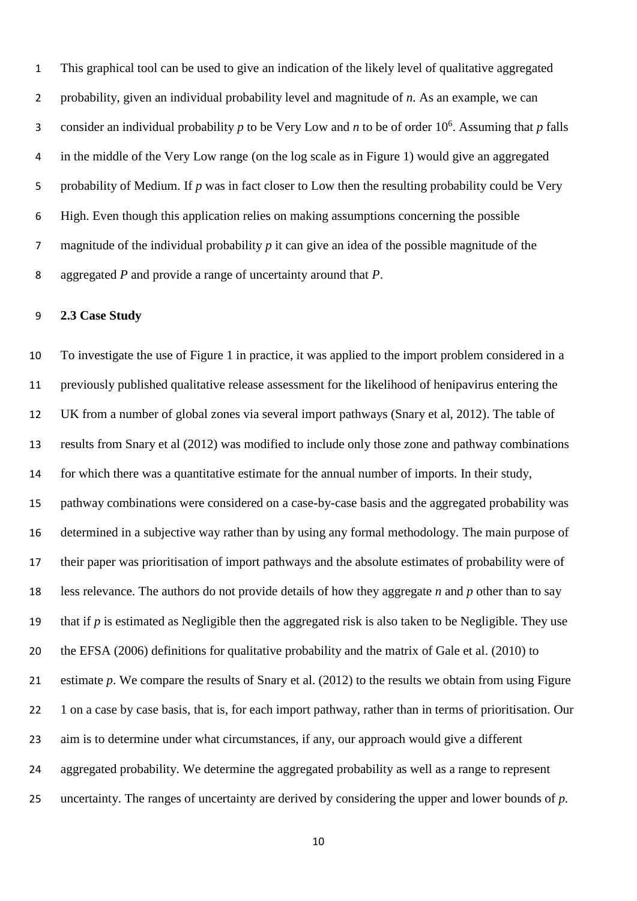This graphical tool can be used to give an indication of the likely level of qualitative aggregated probability, given an individual probability level and magnitude of *n*. As an example, we can consider an individual probability *p* to be Very Low and *n* to be of order $10^6$. Assuming that *p* falls in the middle of the Very Low range (on the log scale as in Figure 1) would give an aggregated probability of Medium. If *p* was in fact closer to Low then the resulting probability could be Very High. Even though this application relies on making assumptions concerning the possible magnitude of the individual probability *p* it can give an idea of the possible magnitude of the aggregated *P* and provide a range of uncertainty around that *P*.

### 2.3 Case Study

To investigate the use of Figure 1 in practice, it was applied to the import problem considered in a previously published qualitative release assessment for the likelihood of henipavirus entering the UK from a number of global zones via several import pathways (Snary et al, 2012). The table of results from Snary et al (2012) was modified to include only those zone and pathway combinations for which there was a quantitative estimate for the annual number of imports. In their study, pathway combinations were considered on a case-by-case basis and the aggregated probability was determined in a subjective way rather than by using any formal methodology. The main purpose of their paper was prioritisation of import pathways and the absolute estimates of probability were of less relevance. The authors do not provide details of how they aggregate *n* and *p* other than to say that if *p* is estimated as Negligible then the aggregated risk is also taken to be Negligible. They use the EFSA (2006) definitions for qualitative probability and the matrix of Gale et al. (2010) to estimate *p*. We compare the results of Snary et al. (2012) to the results we obtain from using Figure 1 on a case by case basis, that is, for each import pathway, rather than in terms of prioritisation. Our aim is to determine under what circumstances, if any, our approach would give a different aggregated probability. We determine the aggregated probability as well as a range to represent uncertainty. The ranges of uncertainty are derived by considering the upper and lower bounds of *p*.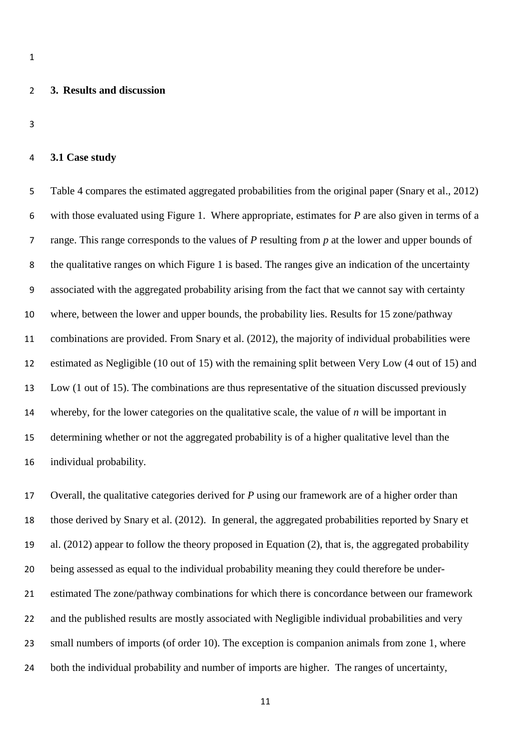## 3. Results and discussion

### 3.1 Case study

Table 4 compares the estimated aggregated probabilities from the original paper (Snary et al., 2012) with those evaluated using Figure 1. Where appropriate, estimates for $P$ are also given in terms of a range. This range corresponds to the values of $P$ resulting from $p$ at the lower and upper bounds of the qualitative ranges on which Figure 1 is based. The ranges give an indication of the uncertainty associated with the aggregated probability arising from the fact that we cannot say with certainty where, between the lower and upper bounds, the probability lies. Results for 15 zone/pathway combinations are provided. From Snary et al. (2012), the majority of individual probabilities were estimated as Negligible (10 out of 15) with the remaining split between Very Low (4 out of 15) and Low (1 out of 15). The combinations are thus representative of the situation discussed previously whereby, for the lower categories on the qualitative scale, the value of $n$ will be important in determining whether or not the aggregated probability is of a higher qualitative level than the individual probability.

Overall, the qualitative categories derived for $P$ using our framework are of a higher order than those derived by Snary et al. (2012). In general, the aggregated probabilities reported by Snary et al. (2012) appear to follow the theory proposed in Equation (2), that is, the aggregated probability being assessed as equal to the individual probability meaning they could therefore be under-estimated The zone/pathway combinations for which there is concordance between our framework and the published results are mostly associated with Negligible individual probabilities and very small numbers of imports (of order 10). The exception is companion animals from zone 1, where both the individual probability and number of imports are higher. The ranges of uncertainty,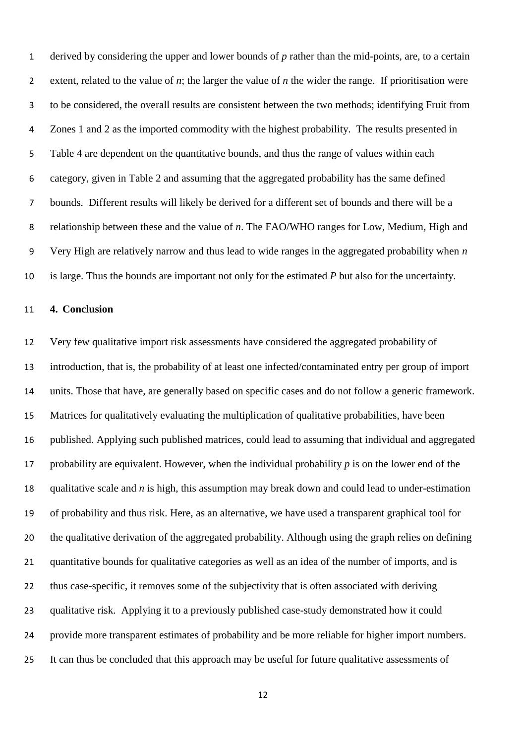derived by considering the upper and lower bounds of $p$ rather than the mid-points, are, to a certain extent, related to the value of $n$; the larger the value of $n$ the wider the range. If prioritisation were to be considered, the overall results are consistent between the two methods; identifying Fruit from Zones 1 and 2 as the imported commodity with the highest probability. The results presented in Table 4 are dependent on the quantitative bounds, and thus the range of values within each category, given in Table 2 and assuming that the aggregated probability has the same defined bounds. Different results will likely be derived for a different set of bounds and there will be a relationship between these and the value of $n$. The FAO/WHO ranges for Low, Medium, High and Very High are relatively narrow and thus lead to wide ranges in the aggregated probability when $n$ is large. Thus the bounds are important not only for the estimated $P$ but also for the uncertainty.

## 4. Conclusion

Very few qualitative import risk assessments have considered the aggregated probability of introduction, that is, the probability of at least one infected/contaminated entry per group of import units. Those that have, are generally based on specific cases and do not follow a generic framework. Matrices for qualitatively evaluating the multiplication of qualitative probabilities, have been published. Applying such published matrices, could lead to assuming that individual and aggregated probability are equivalent. However, when the individual probability $p$ is on the lower end of the qualitative scale and $n$ is high, this assumption may break down and could lead to under-estimation of probability and thus risk. Here, as an alternative, we have used a transparent graphical tool for the qualitative derivation of the aggregated probability. Although using the graph relies on defining quantitative bounds for qualitative categories as well as an idea of the number of imports, and is thus case-specific, it removes some of the subjectivity that is often associated with deriving qualitative risk. Applying it to a previously published case-study demonstrated how it could provide more transparent estimates of probability and be more reliable for higher import numbers. It can thus be concluded that this approach may be useful for future qualitative assessments of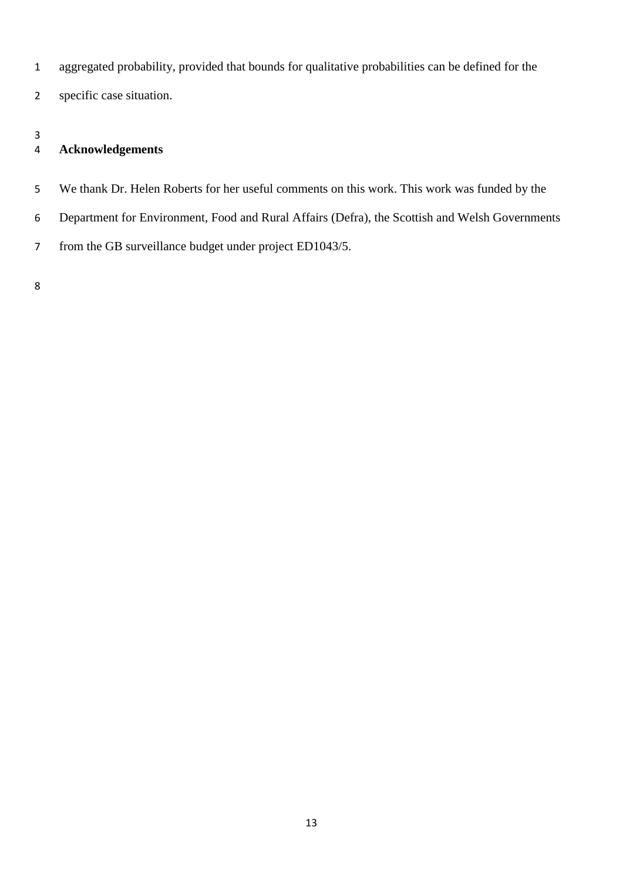aggregated probability, provided that bounds for qualitative probabilities can be defined for the specific case situation.

## Acknowledgements

We thank Dr. Helen Roberts for her useful comments on this work. This work was funded by the Department for Environment, Food and Rural Affairs (Defra), the Scottish and Welsh Governments from the GB surveillance budget under project ED1043/5.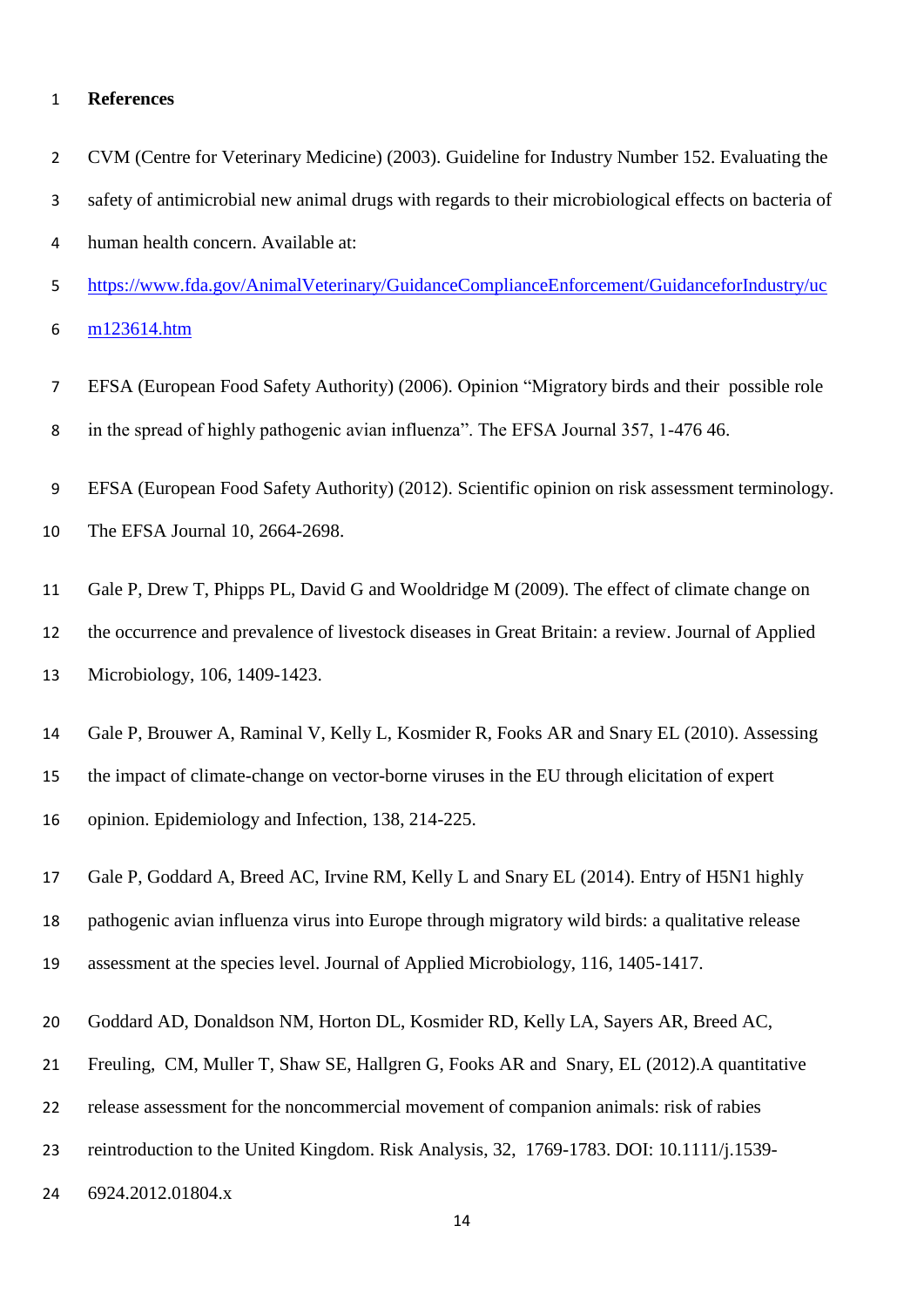# References

CVM (Centre for Veterinary Medicine) (2003). Guideline for Industry Number 152. Evaluating the safety of antimicrobial new animal drugs with regards to their microbiological effects on bacteria of human health concern. Available at: https://www.fda.gov/AnimalVeterinary/GuidanceComplianceEnforcement/GuidanceforIndustry/ucm123614.htm

EFSA (European Food Safety Authority) (2006). Opinion "Migratory birds and their possible role in the spread of highly pathogenic avian influenza". The EFSA Journal 357, 1-476 46.

EFSA (European Food Safety Authority) (2012). Scientific opinion on risk assessment terminology. The EFSA Journal 10, 2664-2698.

Gale P, Drew T, Phipps PL, David G and Wooldridge M (2009). The effect of climate change on the occurrence and prevalence of livestock diseases in Great Britain: a review. Journal of Applied Microbiology, 106, 1409-1423.

Gale P, Brouwer A, Raminal V, Kelly L, Kosmider R, Fooks AR and Snary EL (2010). Assessing the impact of climate-change on vector-borne viruses in the EU through elicitation of expert opinion. Epidemiology and Infection, 138, 214-225.

Gale P, Goddard A, Breed AC, Irvine RM, Kelly L and Snary EL (2014). Entry of H5N1 highly pathogenic avian influenza virus into Europe through migratory wild birds: a qualitative release assessment at the species level. Journal of Applied Microbiology, 116, 1405-1417.

Goddard AD, Donaldson NM, Horton DL, Kosmider RD, Kelly LA, Sayers AR, Breed AC, Freuling, CM, Muller T, Shaw SE, Hallgren G, Fooks AR and Snary, EL (2012).A quantitative release assessment for the noncommercial movement of companion animals: risk of rabies reintroduction to the United Kingdom. Risk Analysis, 32, 1769-1783. DOI: 10.1111/j.1539-6924.2012.01804.x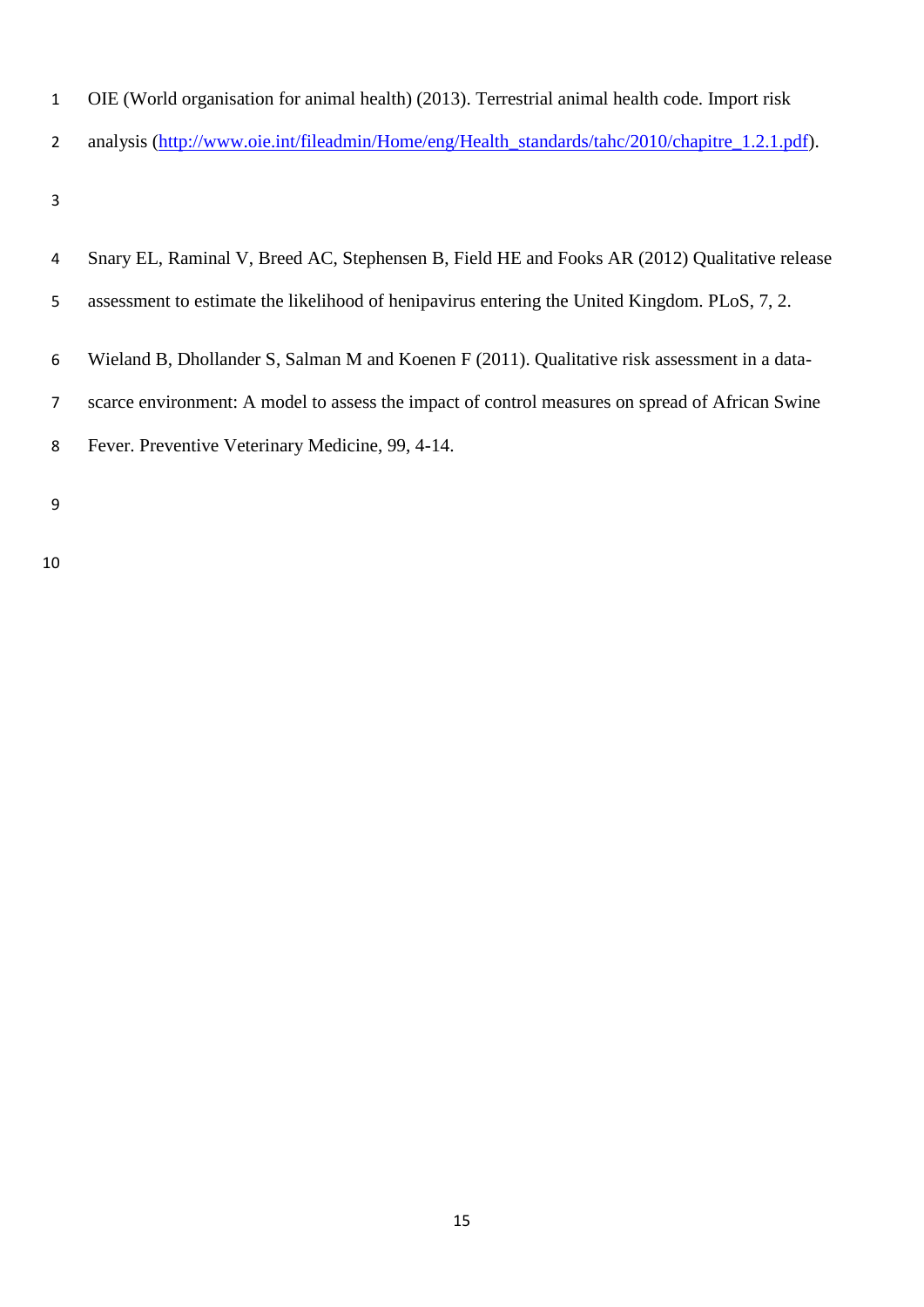OIE (World organisation for animal health) (2013). Terrestrial animal health code. Import risk analysis (http://www.oie.int/fileadmin/Home/eng/Health_standards/tahc/2010/chapitre_1.2.1.pdf).

Snary EL, Raminal V, Breed AC, Stephensen B, Field HE and Fooks AR (2012) Qualitative release assessment to estimate the likelihood of henipavirus entering the United Kingdom. PLoS, 7, 2.

Wieland B, Dhollander S, Salman M and Koenen F (2011). Qualitative risk assessment in a data-scarce environment: A model to assess the impact of control measures on spread of African Swine Fever. Preventive Veterinary Medicine, 99, 4-14.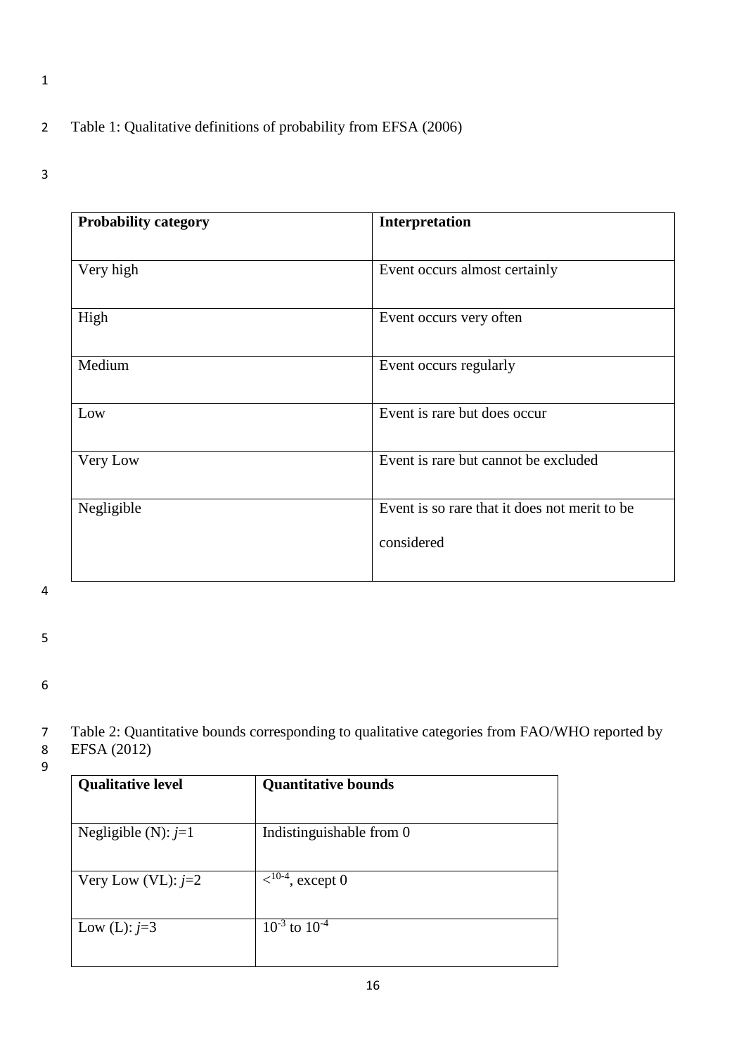Table 1: Qualitative definitions of probability from EFSA (2006)

| **Probability category** | **Interpretation** |
| --- | --- |
| Very high | Event occurs almost certainly |
| High | Event occurs very often |
| Medium | Event occurs regularly |
| Low | Event is rare but does occur |
| Very Low | Event is rare but cannot be excluded |
| Negligible | Event is so rare that it does not merit to be considered |

Table 2: Quantitative bounds corresponding to qualitative categories from FAO/WHO reported by EFSA (2012)

| **Qualitative level** | **Quantitative bounds** |
| --- | --- |
| Negligible (N): $j$=1 | Indistinguishable from 0 |
| Very Low (VL): $j$=2 | $<^{10^{-4}}$, except 0 |
| Low (L): $j$=3 | $10^{-3}$ to $10^{-4}$ |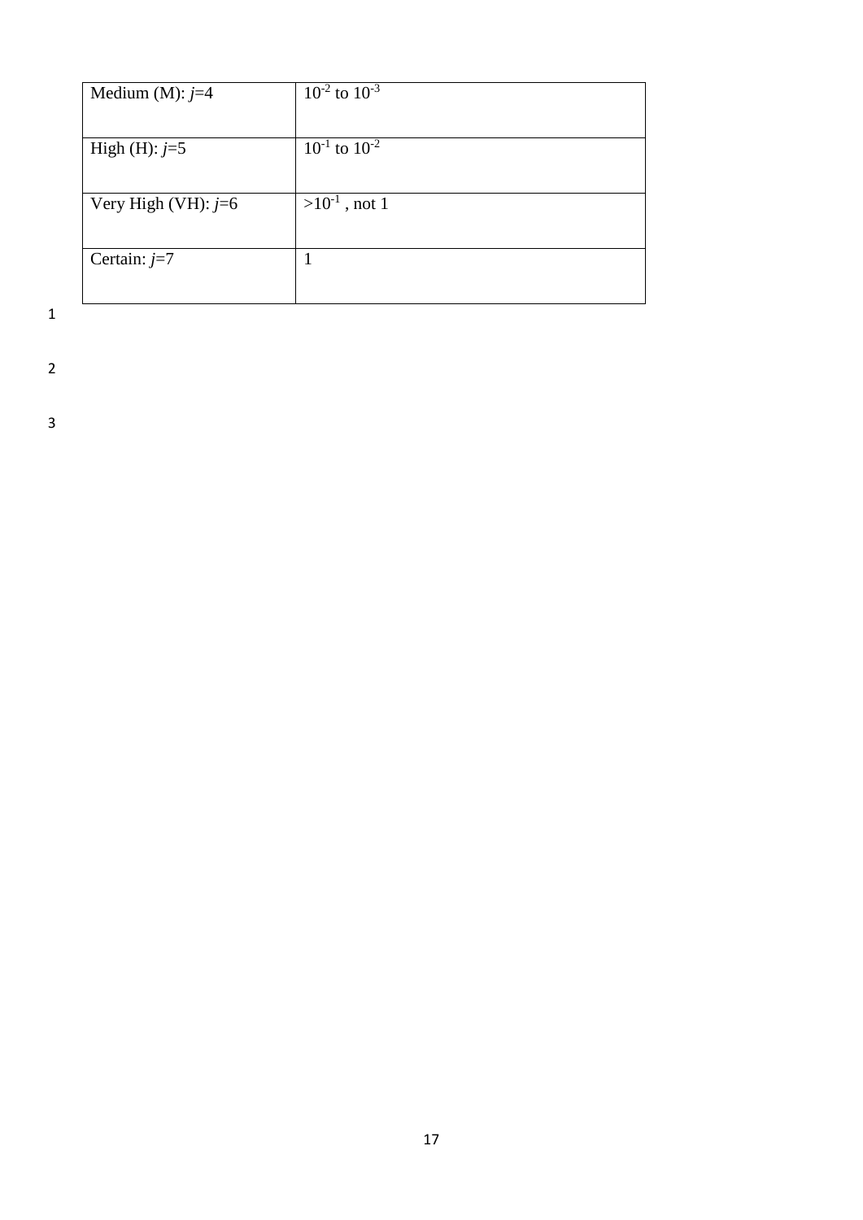| Medium (M): $j$=4 | $10^{-2}$ to $10^{-3}$ |
|---|---|
| High (H): $j$=5 | $10^{-1}$ to $10^{-2}$ |
| Very High (VH): $j$=6 | $>10^{-1}$ , not 1 |
| Certain: $j$=7 | 1 |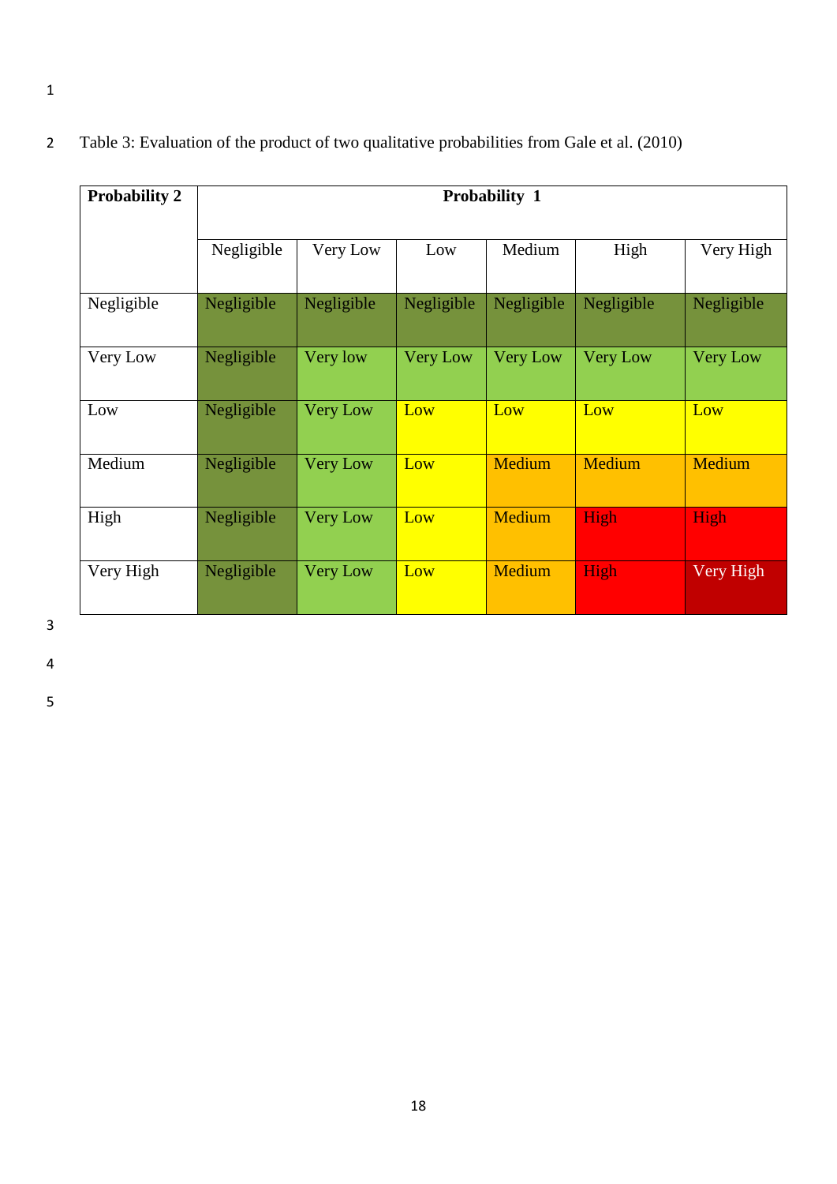Table 3: Evaluation of the product of two qualitative probabilities from Gale et al. (2010)

| **Probability 2** | **Probability 1** | | | | | |
|---|---|---|---|---|---|---|
| | Negligible | Very Low | Low | Medium | High | Very High |
| Negligible | Negligible | Negligible | Negligible | Negligible | Negligible | Negligible |
| Very Low | Negligible | Very low | Very Low | Very Low | Very Low | Very Low |
| Low | Negligible | Very Low | Low | Low | Low | Low |
| Medium | Negligible | Very Low | Low | Medium | Medium | Medium |
| High | Negligible | Very Low | Low | Medium | High | High |
| Very High | Negligible | Very Low | Low | Medium | High | Very High |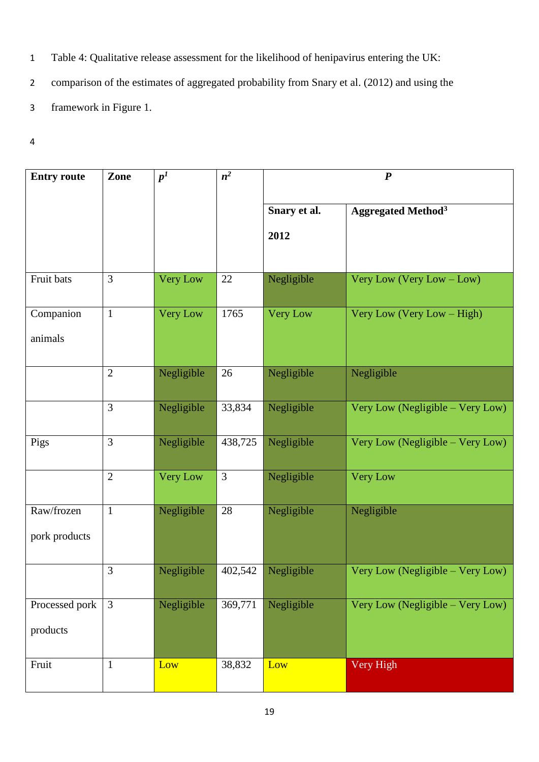Table 4: Qualitative release assessment for the likelihood of henipavirus entering the UK: comparison of the estimates of aggregated probability from Snary et al. (2012) and using the framework in Figure 1.

| **Entry route** | **Zone** | ***p*[1]** | ***n*[2]** | ***P*** | |
|---|---|---|---|---|---|
| | | | | **Snary et al. 2012** | **Aggregated Method[3]** |
| Fruit bats | 3 | Very Low | 22 | Negligible | Very Low (Very Low – Low) |
| Companion animals | 1 | Very Low | 1765 | Very Low | Very Low (Very Low – High) |
| | 2 | Negligible | 26 | Negligible | Negligible |
| | 3 | Negligible | 33,834 | Negligible | Very Low (Negligible – Very Low) |
| Pigs | 3 | Negligible | 438,725 | Negligible | Very Low (Negligible – Very Low) |
| | 2 | Very Low | 3 | Negligible | Very Low |
| Raw/frozen pork products | 1 | Negligible | 28 | Negligible | Negligible |
| | 3 | Negligible | 402,542 | Negligible | Very Low (Negligible – Very Low) |
| Processed pork products | 3 | Negligible | 369,771 | Negligible | Very Low (Negligible – Very Low) |
| Fruit | 1 | Low | 38,832 | Low | Very High |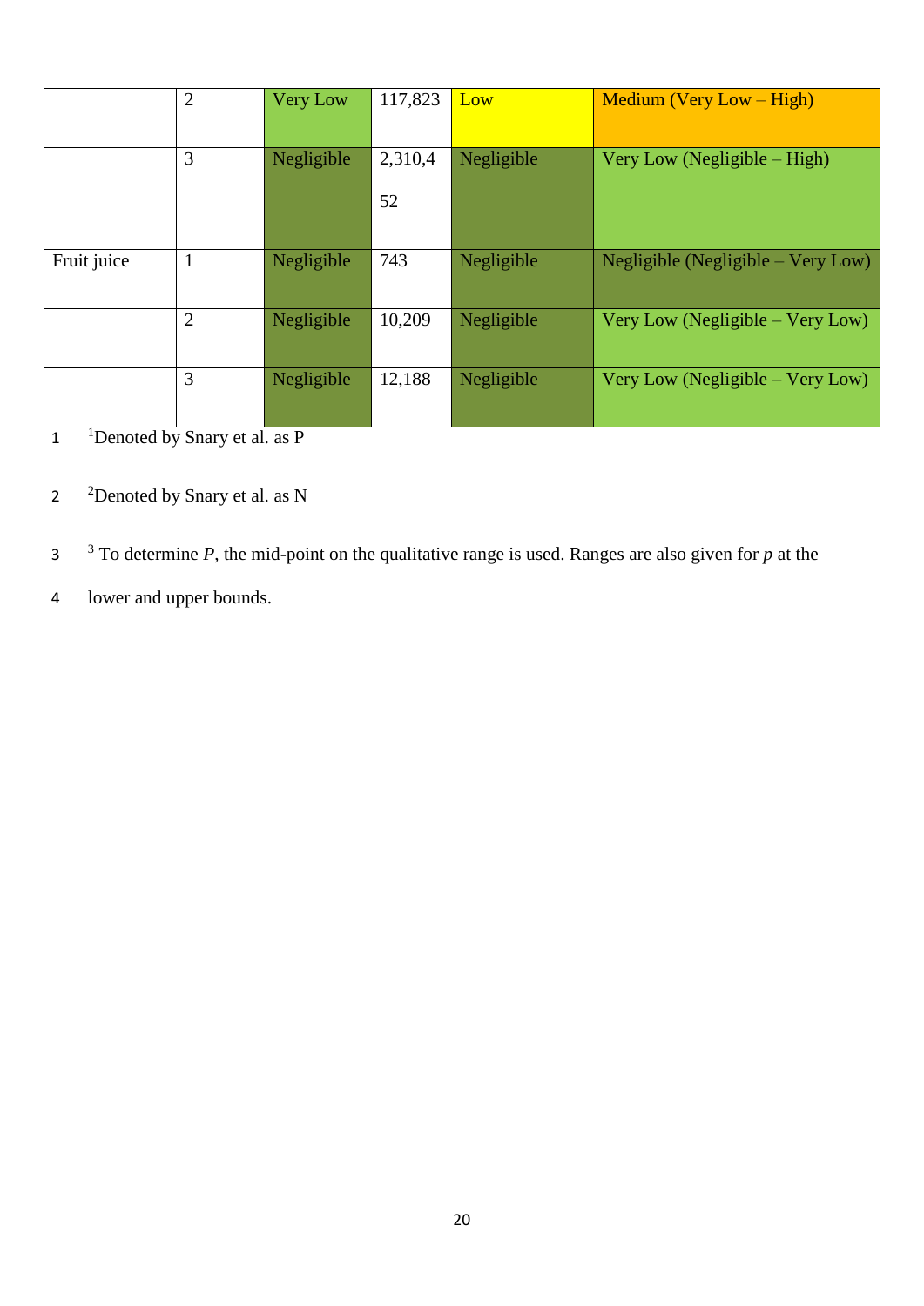| | | | | | |
|---|---|---|---|---|---|
| | 2 | Very Low | 117,823 | Low | Medium (Very Low – High) |
| | 3 | Negligible | 2,310,452 | Negligible | Very Low (Negligible – High) |
| Fruit juice | 1 | Negligible | 743 | Negligible | Negligible (Negligible – Very Low) |
| | 2 | Negligible | 10,209 | Negligible | Very Low (Negligible – Very Low) |
| | 3 | Negligible | 12,188 | Negligible | Very Low (Negligible – Very Low) |

[1]Denoted by Snary et al. as P

[2]Denoted by Snary et al. as N

[3] To determine $P$, the mid-point on the qualitative range is used. Ranges are also given for $p$ at the lower and upper bounds.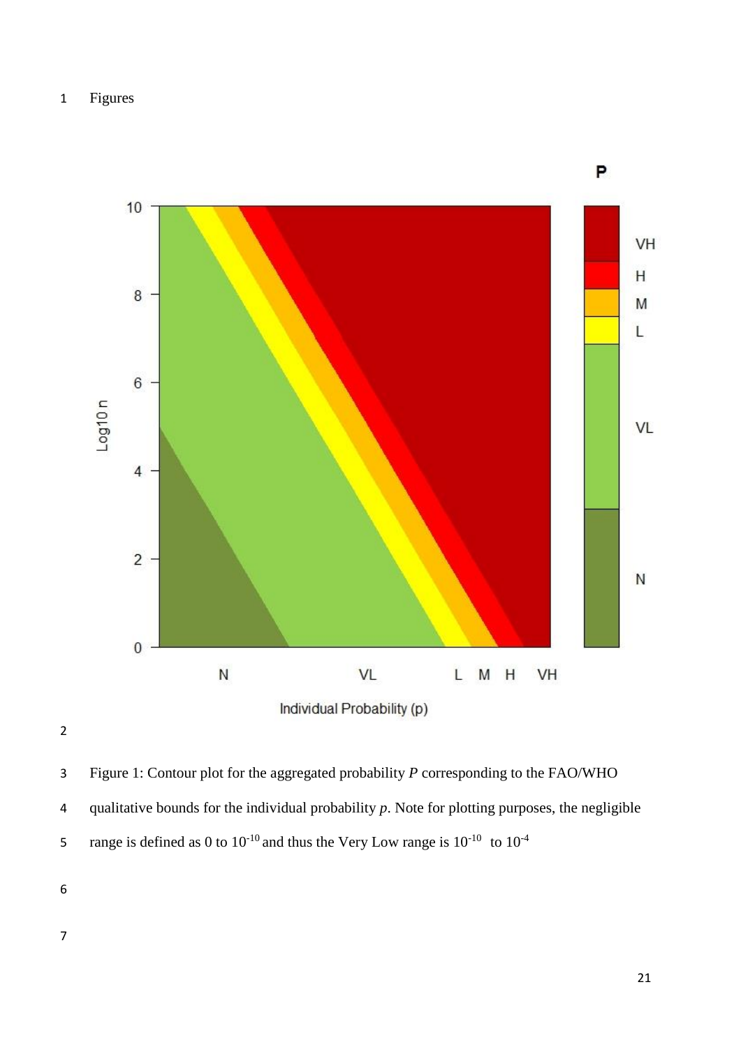Figures

P

10

8

6

4

2

0

Log10 n

VH

H

M

L

VL

N

N VL L M H VH

Individual Probability (p)

Figure 1: Contour plot for the aggregated probability $P$ corresponding to the FAO/WHO qualitative bounds for the individual probability $p$. Note for plotting purposes, the negligible range is defined as 0 to $10^{-10}$ and thus the Very Low range is $10^{-10}$ to $10^{-4}$